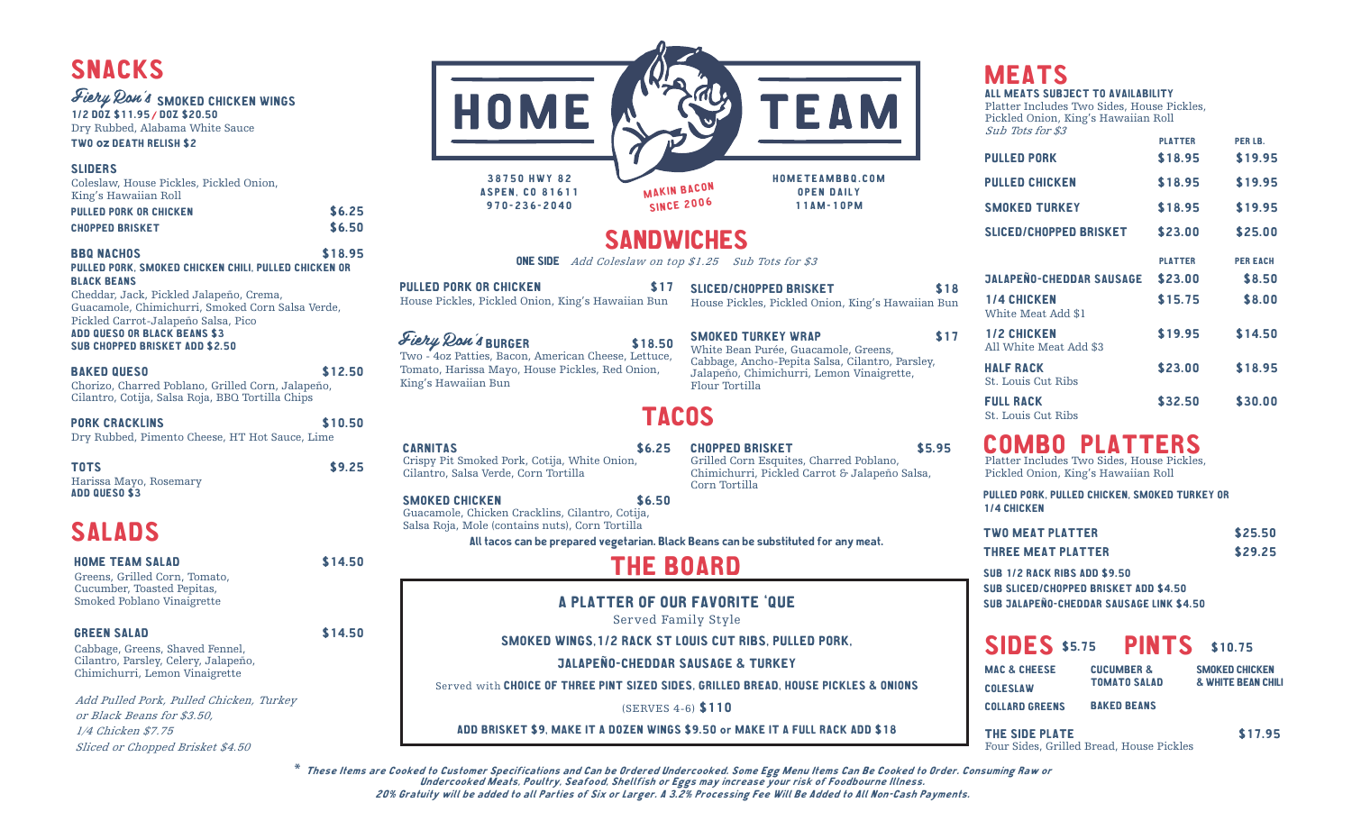# HOME TEAM

38750 HWY 82
ASPEN, CO 81611
970-236-2040

MAKIN BACON SINCE 2006

HOMETEAMBBQ.COM
OPEN DAILY
11AM-10PM

## SNACKS

**Fiery Ron's SMOKED CHICKEN WINGS**
**1/2 DOZ $11.95 / DOZ $20.50**
Dry Rubbed, Alabama White Sauce
**TWO oz DEATH RELISH $2**

**SLIDERS**
Coleslaw, House Pickles, Pickled Onion, King's Hawaiian Roll

| | |
|---|---|
| **PULLED PORK OR CHICKEN** | $6.25 |
| **CHOPPED BRISKET** | $6.50 |

**BBQ NACHOS** $18.95
**PULLED PORK, SMOKED CHICKEN CHILI, PULLED CHICKEN OR BLACK BEANS**
Cheddar, Jack, Pickled Jalapeño, Crema, Guacamole, Chimichurri, Smoked Corn Salsa Verde, Pickled Carrot-Jalapeño Salsa, Pico
**ADD QUESO OR BLACK BEANS $3**
**SUB CHOPPED BRISKET ADD $2.50**

**BAKED QUESO** $12.50
Chorizo, Charred Poblano, Grilled Corn, Jalapeño, Cilantro, Cotija, Salsa Roja, BBQ Tortilla Chips

**PORK CRACKLINS** $10.50
Dry Rubbed, Pimento Cheese, HT Hot Sauce, Lime

**TOTS** $9.25
Harissa Mayo, Rosemary
**ADD QUESO $3**

## SALADS

**HOME TEAM SALAD** $14.50
Greens, Grilled Corn, Tomato, Cucumber, Toasted Pepitas, Smoked Poblano Vinaigrette

**GREEN SALAD** $14.50
Cabbage, Greens, Shaved Fennel, Cilantro, Parsley, Celery, Jalapeño, Chimichurri, Lemon Vinaigrette

*Add Pulled Pork, Pulled Chicken, Turkey or Black Beans for $3.50,*
*1/4 Chicken $7.75*
*Sliced or Chopped Brisket $4.50*

## SANDWICHES

**ONE SIDE** *Add Coleslaw on top $1.25 Sub Tots for $3*

**PULLED PORK OR CHICKEN** $17
House Pickles, Pickled Onion, King's Hawaiian Bun

**Fiery Ron's BURGER** $18.50
Two - 4oz Patties, Bacon, American Cheese, Lettuce, Tomato, Harissa Mayo, House Pickles, Red Onion, King's Hawaiian Bun

**SLICED/CHOPPED BRISKET** $18
House Pickles, Pickled Onion, King's Hawaiian Bun

**SMOKED TURKEY WRAP** $17
White Bean Purée, Guacamole, Greens, Cabbage, Ancho-Pepita Salsa, Cilantro, Parsley, Jalapeño, Chimichurri, Lemon Vinaigrette, Flour Tortilla

## TACOS

**CARNITAS** $6.25
Crispy Pit Smoked Pork, Cotija, White Onion, Cilantro, Salsa Verde, Corn Tortilla

**SMOKED CHICKEN** $6.50
Guacamole, Chicken Cracklins, Cilantro, Cotija, Salsa Roja, Mole (contains nuts), Corn Tortilla

**CHOPPED BRISKET** $5.95
Grilled Corn Esquites, Charred Poblano, Chimichurri, Pickled Carrot & Jalapeño Salsa, Corn Tortilla

**All tacos can be prepared vegetarian. Black Beans can be substituted for any meat.**

## THE BOARD

### A PLATTER OF OUR FAVORITE 'QUE

Served Family Style

**SMOKED WINGS, 1/2 RACK ST LOUIS CUT RIBS, PULLED PORK, JALAPEÑO-CHEDDAR SAUSAGE & TURKEY**

Served with **CHOICE OF THREE PINT SIZED SIDES, GRILLED BREAD, HOUSE PICKLES & ONIONS**

(SERVES 4-6) **$110**

**ADD BRISKET $9, MAKE IT A DOZEN WINGS $9.50 or MAKE IT A FULL RACK ADD $18**

## MEATS

**ALL MEATS SUBJECT TO AVAILABILITY**
Platter Includes Two Sides, House Pickles, Pickled Onion, King's Hawaiian Roll
*Sub Tots for $3*

| | PLATTER | PER LB. |
|---|---|---|
| **PULLED PORK** | $18.95 | $19.95 |
| **PULLED CHICKEN** | $18.95 | $19.95 |
| **SMOKED TURKEY** | $18.95 | $19.95 |
| **SLICED/CHOPPED BRISKET** | $23.00 | $25.00 |
| | **PLATTER** | **PER EACH** |
| **JALAPEÑO-CHEDDAR SAUSAGE** | $23.00 | $8.50 |
| **1/4 CHICKEN** White Meat Add $1 | $15.75 | $8.00 |
| **1/2 CHICKEN** All White Meat Add $3 | $19.95 | $14.50 |
| **HALF RACK** St. Louis Cut Ribs | $23.00 | $18.95 |
| **FULL RACK** St. Louis Cut Ribs | $32.50 | $30.00 |

## COMBO PLATTERS

Platter Includes Two Sides, House Pickles, Pickled Onion, King's Hawaiian Roll

**PULLED PORK, PULLED CHICKEN, SMOKED TURKEY OR 1/4 CHICKEN**

| | |
|---|---|
| **TWO MEAT PLATTER** | $25.50 |
| **THREE MEAT PLATTER** | $29.25 |

**SUB 1/2 RACK RIBS ADD $9.50**
**SUB SLICED/CHOPPED BRISKET ADD $4.50**
**SUB JALAPEÑO-CHEDDAR SAUSAGE LINK $4.50**

## SIDES $5.75 — PINTS $10.75

- MAC & CHEESE
- COLESLAW
- COLLARD GREENS
- CUCUMBER & TOMATO SALAD
- BAKED BEANS
- SMOKED CHICKEN & WHITE BEAN CHILI

**THE SIDE PLATE** $17.95
Four Sides, Grilled Bread, House Pickles

*\* These Items are Cooked to Customer Specifications and Can be Ordered Undercooked. Some Egg Menu Items Can Be Cooked to Order. Consuming Raw or Undercooked Meats, Poultry, Seafood, Shellfish or Eggs may increase your risk of Foodbourne Illness.*
*20% Gratuity will be added to all Parties of Six or Larger. A 3.2% Processing Fee Will Be Added to All Non-Cash Payments.*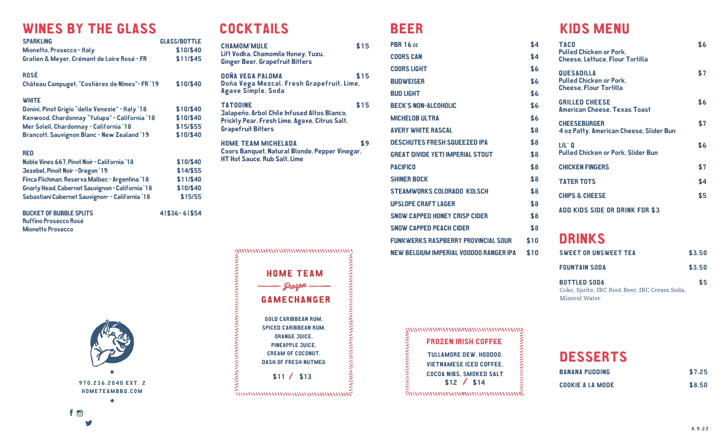# WINES BY THE GLASS

| SPARKLING | GLASS/BOTTLE |
|---|---|
| Mionetto, Prosecco - Italy | $10/$40 |
| Gratien & Meyer, Crémant de Loire Rosé - FR | $11/$45 |

**ROSÉ**

| | |
|---|---|
| Château Campuget, "Costières de Nîmes"- FR '19 | $10/$40 |

**WHITE**

| | |
|---|---|
| Donini, Pinot Grigio "delle Venezie" - Italy '18 | $10/$40 |
| Kenwood, Chardonnay "Yulupa" - California '18 | $10/$40 |
| Mer Soleil, Chardonnay - California '18 | $15/$55 |
| Brancott, Sauvignon Blanc - New Zealand '19 | $10/$40 |

**RED**

| | |
|---|---|
| Noble Vines 667, Pinot Noir - California '18 | $10/$40 |
| Jezebel, Pinoit Noir - Oregon '19 | $14/$55 |
| Finca Flichman, Reserva Malbec - Argentina '18 | $11/$40 |
| Gnarly Head, Cabernet Sauvignon - California '18 | $10/$40 |
| Sebastiani Cabernet Sauvignon- - California '18 | $15/55 |

**BUCKET OF BUBBLE SPLITS** 4 | $36 - 6 | $54
Ruffino Prosecco Rosé
Mionetto Prosecco

970.236.2040 EXT. 2
HOMETEAMBBQ.COM

# COCKTAILS

**CHAMOM'MULE** $15
Lift Vodka, Chamomile Honey, Yuzu, Ginger Beer, Grapefruit Bitters

**DOÑA VEGA PALOMA** $15
Doña Vega Mezcal, Fresh Grapefruit, Lime, Agave Simple, Soda

**TATOOINE** $15
Jalapeño, Arbol Chile Infused Altos Blanco, Prickly Pear, Fresh Lime, Agave, Citrus Salt, Grapefruit Bitters

**HOME TEAM MICHELADA** $9
Coors Banquet, Natural Blonde, Pepper Vinegar, HT Hot Sauce, Rub Salt, Lime

## HOME TEAM *Frozen* GAMECHANGER

GOLD CARIBBEAN RUM, SPICED CARIBBEAN RUM, ORANGE JUICE, PINEAPPLE JUICE, CREAM OF COCONUT, DASH OF FRESH NUTMEG

$11 / $13

# BEER

| | |
|---|---|
| PBR 16 OZ | $4 |
| COORS CAN | $4 |
| COORS LIGHT | $6 |
| BUDWEISER | $6 |
| BUD LIGHT | $6 |
| BECK'S NON-ALCOHOLIC | $6 |
| MICHELOB ULTRA | $6 |
| AVERY WHITE RASCAL | $8 |
| DESCHUTES FRESH SQUEEZED IPA | $8 |
| GREAT DIVIDE YETI IMPERIAL STOUT | $8 |
| PACIFICO | $8 |
| SHINER BOCK | $8 |
| STEAMWORKS COLORADO KOLSCH | $8 |
| UPSLOPE CRAFT LAGER | $8 |
| SNOW CAPPED HONEY CRISP CIDER | $8 |
| SNOW CAPPED PEACH CIDER | $8 |
| FUNKWERKS RASPBERRY PROVINCIAL SOUR | $10 |
| NEW BELGIUM IMPERIAL VOODOO RANGER IPA | $10 |

## FROZEN IRISH COFFEE

TULLAMORE DEW, HOODOO, VIETNAMESE ICED COFFEE, COCOA NIBS, SMOKED SALT

$12 / $14

# KIDS MENU

**TACO** $6
Pulled Chicken or Pork, Cheese, Lettuce, Flour Tortilla

**QUESADILLA** $7
Pulled Chicken or Pork, Cheese, Flour Tortilla

**GRILLED CHEESE** $6
American Cheese, Texas Toast

**CHEESEBURGER** $7
4 oz Patty, American Cheese, Slider Bun

**LIL' Q** $6
Pulled Chicken or Pork, Slider Bun

**CHICKEN FINGERS** $7

**TATER TOTS** $4

**CHIPS & CHEESE** $5

**ADD KIDS SIDE OR DRINK FOR $3**

# DRINKS

**SWEET OR UNSWEET TEA** $3.50

**FOUNTAIN SODA** $3.50

**BOTTLED SODA** $5
Coke, Sprite, IBC Root Beer, IBC Cream Soda, Mineral Water

# DESSERTS

| | |
|---|---|
| BANANA PUDDING | $7.25 |
| COOKIE A LA MODE | $8.50 |

4.9.22